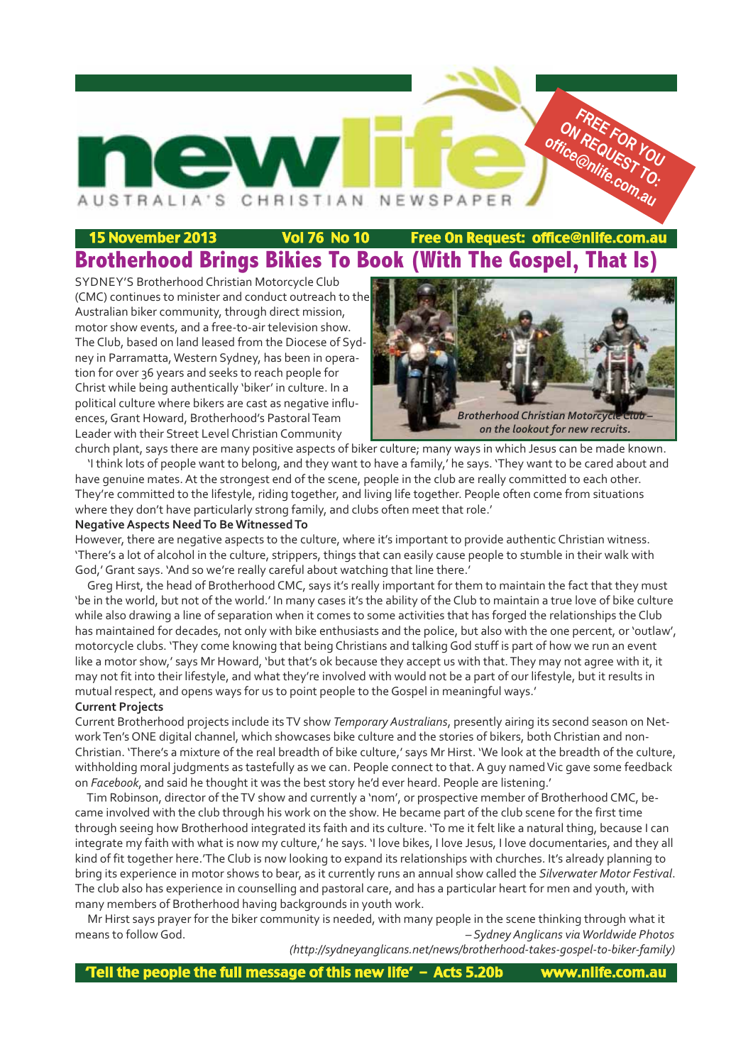# newlife

AUSTRALIA'S CHRISTIAN NEWSPAPER

FREE FOR YOU ON REQUEST TO: office@nlife.com.au

**15 November 2013 Vol 76 No 10 Free On Request: office@nlife.com.au**

## Brotherhood Brings Bikies To Book (With The Gospel, That Is)

SYDNEY'S Brotherhood Christian Motorcycle Club (CMC) continues to minister and conduct outreach to the Australian biker community, through direct mission, motor show events, and a free-to-air television show. The Club, based on land leased from the Diocese of Sydney in Parramatta, Western Sydney, has been in operation for over 36 years and seeks to reach people for Christ while being authentically 'biker' in culture. In a political culture where bikers are cast as negative influences, Grant Howard, Brotherhood's Pastoral Team Leader with their Street Level Christian Community church plant, says there are many positive aspects of biker culture; many ways in which Jesus can be made known.

*Brotherhood Christian Motorcycle Club – on the lookout for new recruits.*

'I think lots of people want to belong, and they want to have a family,' he says. 'They want to be cared about and have genuine mates. At the strongest end of the scene, people in the club are really committed to each other. They're committed to the lifestyle, riding together, and living life together. People often come from situations where they don't have particularly strong family, and clubs often meet that role.'

**Negative Aspects Need To Be Witnessed To**

However, there are negative aspects to the culture, where it's important to provide authentic Christian witness. 'There's a lot of alcohol in the culture, strippers, things that can easily cause people to stumble in their walk with God,' Grant says. 'And so we're really careful about watching that line there.'

Greg Hirst, the head of Brotherhood CMC, says it's really important for them to maintain the fact that they must 'be in the world, but not of the world.' In many cases it's the ability of the Club to maintain a true love of bike culture while also drawing a line of separation when it comes to some activities that has forged the relationships the Club has maintained for decades, not only with bike enthusiasts and the police, but also with the one percent, or 'outlaw', motorcycle clubs. 'They come knowing that being Christians and talking God stuff is part of how we run an event like a motor show,' says Mr Howard, 'but that's ok because they accept us with that. They may not agree with it, it may not fit into their lifestyle, and what they're involved with would not be a part of our lifestyle, but it results in mutual respect, and opens ways for us to point people to the Gospel in meaningful ways.'

**Current Projects**

Current Brotherhood projects include its TV show *Temporary Australians*, presently airing its second season on Network Ten's ONE digital channel, which showcases bike culture and the stories of bikers, both Christian and non-Christian. 'There's a mixture of the real breadth of bike culture,' says Mr Hirst. 'We look at the breadth of the culture, withholding moral judgments as tastefully as we can. People connect to that. A guy named Vic gave some feedback on *Facebook*, and said he thought it was the best story he'd ever heard. People are listening.'

Tim Robinson, director of the TV show and currently a 'nom', or prospective member of Brotherhood CMC, became involved with the club through his work on the show. He became part of the club scene for the first time through seeing how Brotherhood integrated its faith and its culture. 'To me it felt like a natural thing, because I can integrate my faith with what is now my culture,' he says. 'I love bikes, I love Jesus, I love documentaries, and they all kind of fit together here.'The Club is now looking to expand its relationships with churches. It's already planning to bring its experience in motor shows to bear, as it currently runs an annual show called the *Silverwater Motor Festival*. The club also has experience in counselling and pastoral care, and has a particular heart for men and youth, with many members of Brotherhood having backgrounds in youth work.

Mr Hirst says prayer for the biker community is needed, with many people in the scene thinking through what it means to follow God.

*– Sydney Anglicans via Worldwide Photos (http://sydneyanglicans.net/news/brotherhood-takes-gospel-to-biker-family)*

**'Tell the people the full message of this new life' – Acts 5.20b www.nlife.com.au**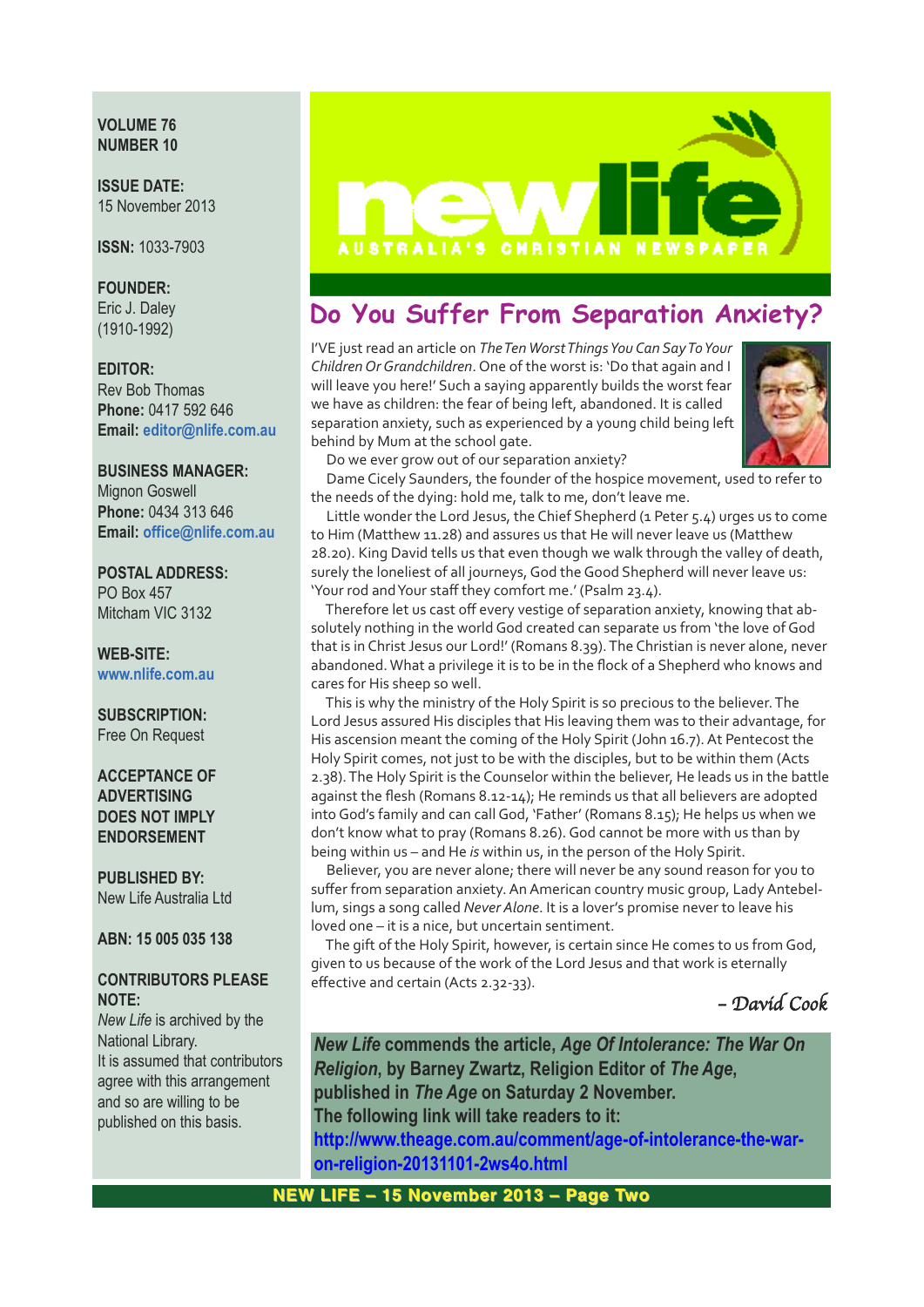**VOLUME 76**
**NUMBER 10**

**ISSUE DATE:**
15 November 2013

**ISSN:** 1033-7903

**FOUNDER:**
Eric J. Daley
(1910-1992)

**EDITOR:**
Rev Bob Thomas
**Phone:** 0417 592 646
**Email:** editor@nlife.com.au

**BUSINESS MANAGER:**
Mignon Goswell
**Phone:** 0434 313 646
**Email:** office@nlife.com.au

**POSTAL ADDRESS:**
PO Box 457
Mitcham VIC 3132

**WEB-SITE:**
www.nlife.com.au

**SUBSCRIPTION:**
Free On Request

**ACCEPTANCE OF ADVERTISING DOES NOT IMPLY ENDORSEMENT**

**PUBLISHED BY:**
New Life Australia Ltd

**ABN: 15 005 035 138**

**CONTRIBUTORS PLEASE NOTE:**
*New Life* is archived by the National Library.
It is assumed that contributors agree with this arrangement and so are willing to be published on this basis.

# new life
AUSTRALIA'S CHRISTIAN NEWSPAPER

## Do You Suffer From Separation Anxiety?

I'VE just read an article on *The Ten Worst Things You Can Say To Your Children Or Grandchildren*. One of the worst is: 'Do that again and I will leave you here!' Such a saying apparently builds the worst fear we have as children: the fear of being left, abandoned. It is called separation anxiety, such as experienced by a young child being left behind by Mum at the school gate.

Do we ever grow out of our separation anxiety?

Dame Cicely Saunders, the founder of the hospice movement, used to refer to the needs of the dying: hold me, talk to me, don't leave me.

Little wonder the Lord Jesus, the Chief Shepherd (1 Peter 5.4) urges us to come to Him (Matthew 11.28) and assures us that He will never leave us (Matthew 28.20). King David tells us that even though we walk through the valley of death, surely the loneliest of all journeys, God the Good Shepherd will never leave us: 'Your rod and Your staff they comfort me.' (Psalm 23.4).

Therefore let us cast off every vestige of separation anxiety, knowing that absolutely nothing in the world God created can separate us from 'the love of God that is in Christ Jesus our Lord!' (Romans 8.39). The Christian is never alone, never abandoned. What a privilege it is to be in the flock of a Shepherd who knows and cares for His sheep so well.

This is why the ministry of the Holy Spirit is so precious to the believer. The Lord Jesus assured His disciples that His leaving them was to their advantage, for His ascension meant the coming of the Holy Spirit (John 16.7). At Pentecost the Holy Spirit comes, not just to be with the disciples, but to be within them (Acts 2.38). The Holy Spirit is the Counselor within the believer, He leads us in the battle against the flesh (Romans 8.12-14); He reminds us that all believers are adopted into God's family and can call God, 'Father' (Romans 8.15); He helps us when we don't know what to pray (Romans 8.26). God cannot be more with us than by being within us – and He *is* within us, in the person of the Holy Spirit.

Believer, you are never alone; there will never be any sound reason for you to suffer from separation anxiety. An American country music group, Lady Antebellum, sings a song called *Never Alone*. It is a lover's promise never to leave his loved one – it is a nice, but uncertain sentiment.

The gift of the Holy Spirit, however, is certain since He comes to us from God, given to us because of the work of the Lord Jesus and that work is eternally effective and certain (Acts 2.32-33).

*– David Cook*

***New Life* commends the article, *Age Of Intolerance: The War On Religion*, by Barney Zwartz, Religion Editor of *The Age*, published in *The Age* on Saturday 2 November.**
**The following link will take readers to it:**
**http://www.theage.com.au/comment/age-of-intolerance-the-war-on-religion-20131101-2ws4o.html**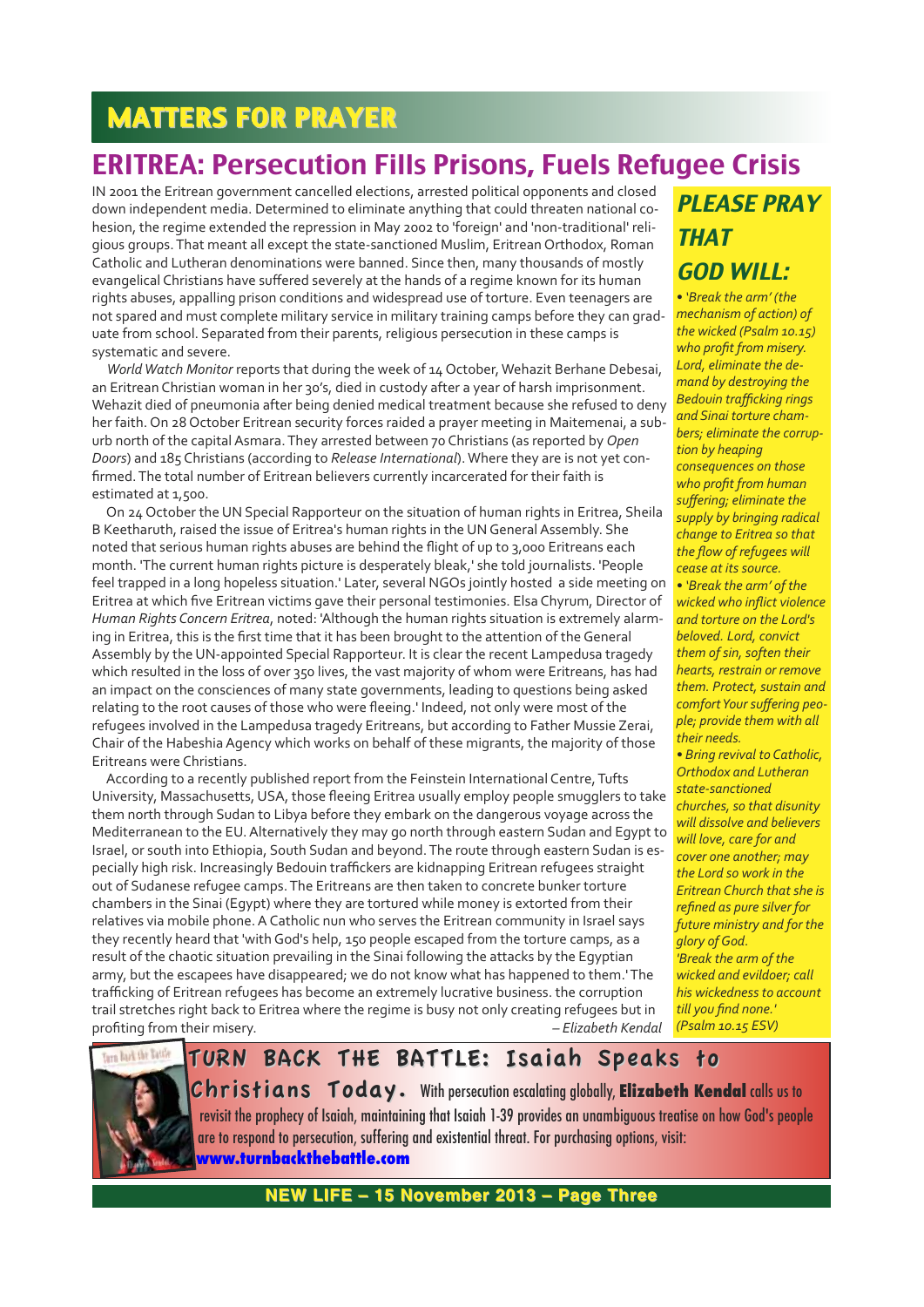## MATTERS FOR PRAYER

# ERITREA: Persecution Fills Prisons, Fuels Refugee Crisis

IN 2001 the Eritrean government cancelled elections, arrested political opponents and closed down independent media. Determined to eliminate anything that could threaten national cohesion, the regime extended the repression in May 2002 to 'foreign' and 'non-traditional' religious groups. That meant all except the state-sanctioned Muslim, Eritrean Orthodox, Roman Catholic and Lutheran denominations were banned. Since then, many thousands of mostly evangelical Christians have suffered severely at the hands of a regime known for its human rights abuses, appalling prison conditions and widespread use of torture. Even teenagers are not spared and must complete military service in military training camps before they can graduate from school. Separated from their parents, religious persecution in these camps is systematic and severe.

*World Watch Monitor* reports that during the week of 14 October, Wehazit Berhane Debesai, an Eritrean Christian woman in her 30's, died in custody after a year of harsh imprisonment. Wehazit died of pneumonia after being denied medical treatment because she refused to deny her faith. On 28 October Eritrean security forces raided a prayer meeting in Maitemenai, a suburb north of the capital Asmara. They arrested between 70 Christians (as reported by *Open Doors*) and 185 Christians (according to *Release International*). Where they are is not yet confirmed. The total number of Eritrean believers currently incarcerated for their faith is estimated at 1,500.

On 24 October the UN Special Rapporteur on the situation of human rights in Eritrea, Sheila B Keetharuth, raised the issue of Eritrea's human rights in the UN General Assembly. She noted that serious human rights abuses are behind the flight of up to 3,000 Eritreans each month. 'The current human rights picture is desperately bleak,' she told journalists. 'People feel trapped in a long hopeless situation.' Later, several NGOs jointly hosted a side meeting on Eritrea at which five Eritrean victims gave their personal testimonies. Elsa Chyrum, Director of *Human Rights Concern Eritrea*, noted: 'Although the human rights situation is extremely alarming in Eritrea, this is the first time that it has been brought to the attention of the General Assembly by the UN-appointed Special Rapporteur. It is clear the recent Lampedusa tragedy which resulted in the loss of over 350 lives, the vast majority of whom were Eritreans, has had an impact on the consciences of many state governments, leading to questions being asked relating to the root causes of those who were fleeing.' Indeed, not only were most of the refugees involved in the Lampedusa tragedy Eritreans, but according to Father Mussie Zerai, Chair of the Habeshia Agency which works on behalf of these migrants, the majority of those Eritreans were Christians.

According to a recently published report from the Feinstein International Centre, Tufts University, Massachusetts, USA, those fleeing Eritrea usually employ people smugglers to take them north through Sudan to Libya before they embark on the dangerous voyage across the Mediterranean to the EU. Alternatively they may go north through eastern Sudan and Egypt to Israel, or south into Ethiopia, South Sudan and beyond. The route through eastern Sudan is especially high risk. Increasingly Bedouin traffickers are kidnapping Eritrean refugees straight out of Sudanese refugee camps. The Eritreans are then taken to concrete bunker torture chambers in the Sinai (Egypt) where they are tortured while money is extorted from their relatives via mobile phone. A Catholic nun who serves the Eritrean community in Israel says they recently heard that 'with God's help, 150 people escaped from the torture camps, as a result of the chaotic situation prevailing in the Sinai following the attacks by the Egyptian army, but the escapees have disappeared; we do not know what has happened to them.' The trafficking of Eritrean refugees has become an extremely lucrative business. the corruption trail stretches right back to Eritrea where the regime is busy not only creating refugees but in profiting from their misery.

*– Elizabeth Kendal*

### PLEASE PRAY THAT GOD WILL:

- *'Break the arm' (the mechanism of action) of the wicked (Psalm 10.15) who profit from misery. Lord, eliminate the demand by destroying the Bedouin trafficking rings and Sinai torture chambers; eliminate the corruption by heaping consequences on those who profit from human suffering; eliminate the supply by bringing radical change to Eritrea so that the flow of refugees will cease at its source.*
- *'Break the arm' of the wicked who inflict violence and torture on the Lord's beloved. Lord, convict them of sin, soften their hearts, restrain or remove them. Protect, sustain and comfort Your suffering people; provide them with all their needs.*
- *Bring revival to Catholic, Orthodox and Lutheran state-sanctioned churches, so that disunity will dissolve and believers will love, care for and cover one another; may the Lord so work in the Eritrean Church that she is refined as pure silver for future ministry and for the glory of God.*

*'Break the arm of the wicked and evildoer; call his wickedness to account till you find none.' (Psalm 10.15 ESV)*

**TURN BACK THE BATTLE: Isaiah Speaks to Christians Today.** With persecution escalating globally, **Elizabeth Kendal** calls us to revisit the prophecy of Isaiah, maintaining that Isaiah 1-39 provides an unambiguous treatise on how God's people are to respond to persecution, suffering and existential threat. For purchasing options, visit: **www.turnbackthebattle.com**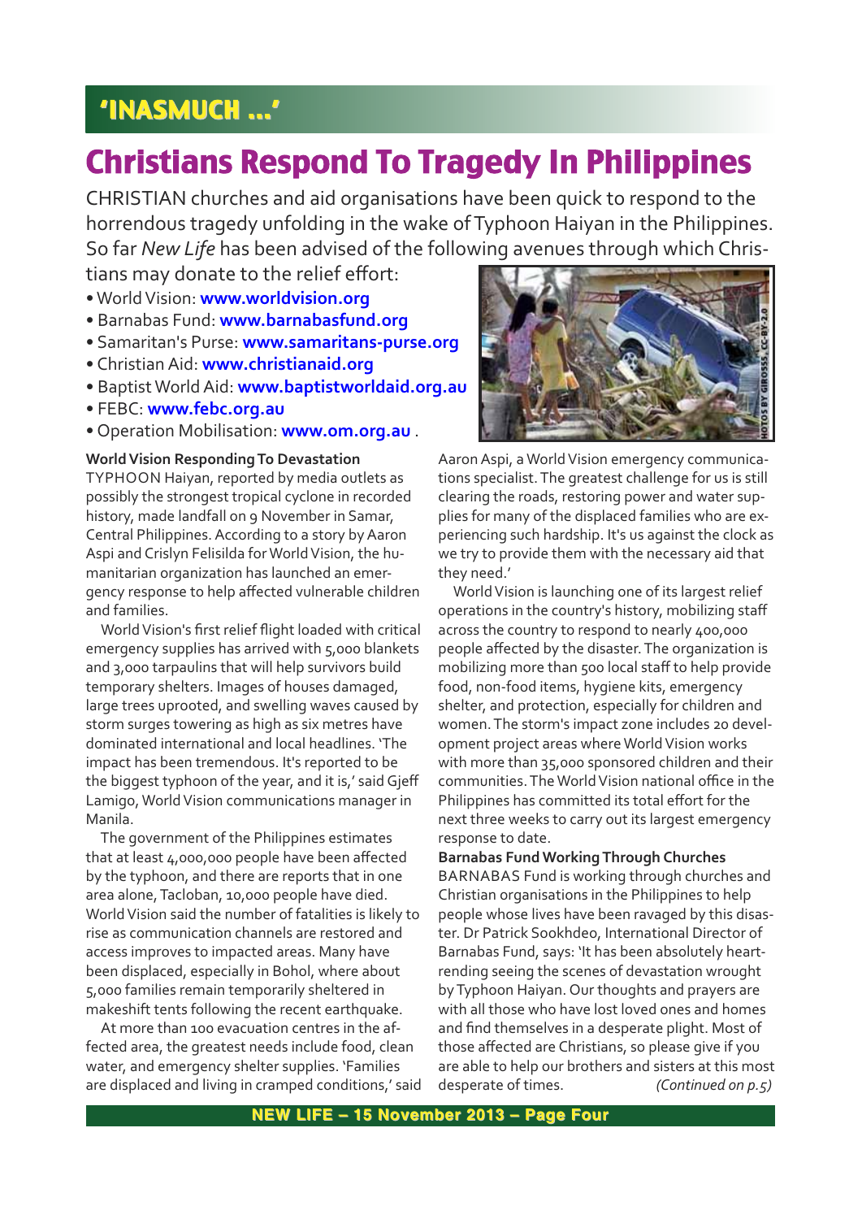## 'INASMUCH ...'

# Christians Respond To Tragedy In Philippines

CHRISTIAN churches and aid organisations have been quick to respond to the horrendous tragedy unfolding in the wake of Typhoon Haiyan in the Philippines. So far *New Life* has been advised of the following avenues through which Christians may donate to the relief effort:

- World Vision: **www.worldvision.org**
- Barnabas Fund: **www.barnabasfund.org**
- Samaritan's Purse: **www.samaritans-purse.org**
- Christian Aid: **www.christianaid.org**
- Baptist World Aid: **www.baptistworldaid.org.au**
- FEBC: **www.febc.org.au**
- Operation Mobilisation: **www.om.org.au** .

PHOTOS BY GIROSSS, CC-BY-2.0

**World Vision Responding To Devastation**

TYPHOON Haiyan, reported by media outlets as possibly the strongest tropical cyclone in recorded history, made landfall on 9 November in Samar, Central Philippines. According to a story by Aaron Aspi and Crislyn Felisilda for World Vision, the humanitarian organization has launched an emergency response to help affected vulnerable children and families.

World Vision's first relief flight loaded with critical emergency supplies has arrived with 5,000 blankets and 3,000 tarpaulins that will help survivors build temporary shelters. Images of houses damaged, large trees uprooted, and swelling waves caused by storm surges towering as high as six metres have dominated international and local headlines. 'The impact has been tremendous. It's reported to be the biggest typhoon of the year, and it is,' said Gjeff Lamigo, World Vision communications manager in Manila.

The government of the Philippines estimates that at least 4,000,000 people have been affected by the typhoon, and there are reports that in one area alone, Tacloban, 10,000 people have died. World Vision said the number of fatalities is likely to rise as communication channels are restored and access improves to impacted areas. Many have been displaced, especially in Bohol, where about 5,000 families remain temporarily sheltered in makeshift tents following the recent earthquake.

At more than 100 evacuation centres in the affected area, the greatest needs include food, clean water, and emergency shelter supplies. 'Families are displaced and living in cramped conditions,' said Aaron Aspi, a World Vision emergency communications specialist. The greatest challenge for us is still clearing the roads, restoring power and water supplies for many of the displaced families who are experiencing such hardship. It's us against the clock as we try to provide them with the necessary aid that they need.'

World Vision is launching one of its largest relief operations in the country's history, mobilizing staff across the country to respond to nearly 400,000 people affected by the disaster. The organization is mobilizing more than 500 local staff to help provide food, non-food items, hygiene kits, emergency shelter, and protection, especially for children and women. The storm's impact zone includes 20 development project areas where World Vision works with more than 35,000 sponsored children and their communities. The World Vision national office in the Philippines has committed its total effort for the next three weeks to carry out its largest emergency response to date.

**Barnabas Fund Working Through Churches**

BARNABAS Fund is working through churches and Christian organisations in the Philippines to help people whose lives have been ravaged by this disaster. Dr Patrick Sookhdeo, International Director of Barnabas Fund, says: 'It has been absolutely heartrending seeing the scenes of devastation wrought by Typhoon Haiyan. Our thoughts and prayers are with all those who have lost loved ones and homes and find themselves in a desperate plight. Most of those affected are Christians, so please give if you are able to help our brothers and sisters at this most desperate of times.

*(Continued on p.5)*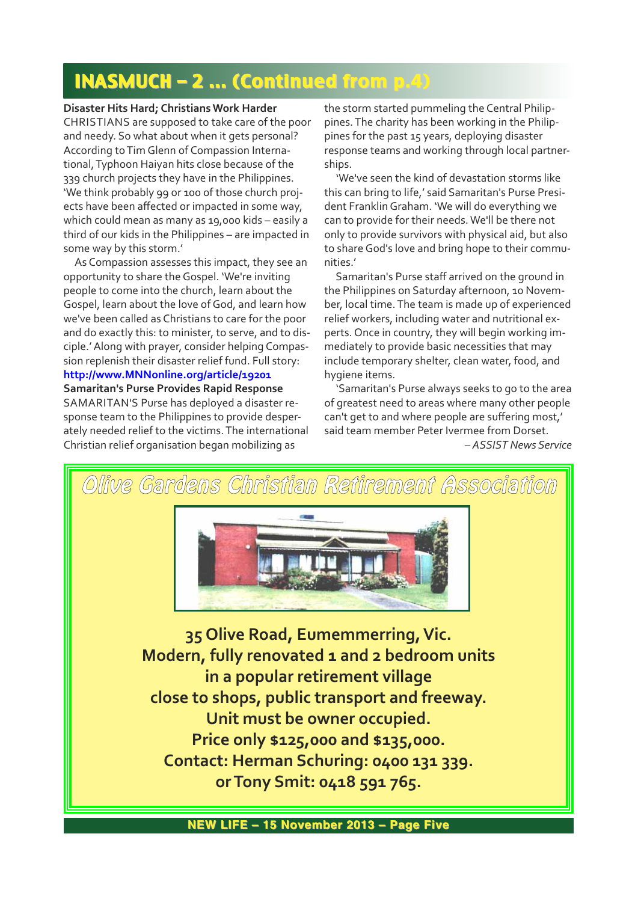# INASMUCH – 2 ... (Continued from p.4)

**Disaster Hits Hard; Christians Work Harder**

CHRISTIANS are supposed to take care of the poor and needy. So what about when it gets personal? According to Tim Glenn of Compassion International, Typhoon Haiyan hits close because of the 339 church projects they have in the Philippines. 'We think probably 99 or 100 of those church projects have been affected or impacted in some way, which could mean as many as 19,000 kids – easily a third of our kids in the Philippines – are impacted in some way by this storm.'

As Compassion assesses this impact, they see an opportunity to share the Gospel. 'We're inviting people to come into the church, learn about the Gospel, learn about the love of God, and learn how we've been called as Christians to care for the poor and do exactly this: to minister, to serve, and to disciple.' Along with prayer, consider helping Compassion replenish their disaster relief fund. Full story: **http://www.MNNonline.org/article/19201**

**Samaritan's Purse Provides Rapid Response**

SAMARITAN'S Purse has deployed a disaster response team to the Philippines to provide desperately needed relief to the victims. The international Christian relief organisation began mobilizing as the storm started pummeling the Central Philippines. The charity has been working in the Philippines for the past 15 years, deploying disaster response teams and working through local partnerships.

'We've seen the kind of devastation storms like this can bring to life,' said Samaritan's Purse President Franklin Graham. 'We will do everything we can to provide for their needs. We'll be there not only to provide survivors with physical aid, but also to share God's love and bring hope to their communities.'

Samaritan's Purse staff arrived on the ground in the Philippines on Saturday afternoon, 10 November, local time. The team is made up of experienced relief workers, including water and nutritional experts. Once in country, they will begin working immediately to provide basic necessities that may include temporary shelter, clean water, food, and hygiene items.

'Samaritan's Purse always seeks to go to the area of greatest need to areas where many other people can't get to and where people are suffering most,' said team member Peter Ivermee from Dorset.

*– ASSIST News Service*

## Olive Gardens Christian Retirement Association

**35 Olive Road, Eumemmerring, Vic.**
**Modern, fully renovated 1 and 2 bedroom units in a popular retirement village close to shops, public transport and freeway.**
**Unit must be owner occupied.**
**Price only $125,000 and $135,000.**
**Contact: Herman Schuring: 0400 131 339.**
**or Tony Smit: 0418 591 765.**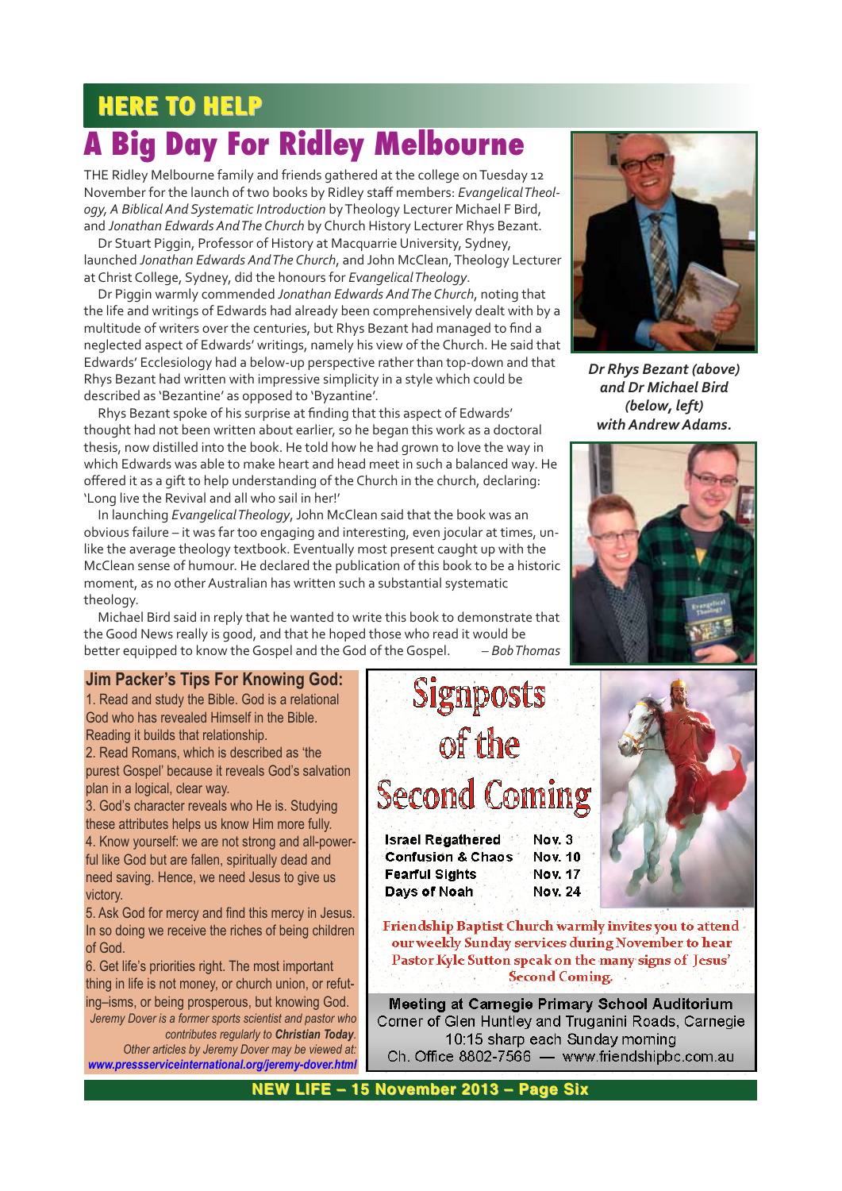## HERE TO HELP

# A Big Day For Ridley Melbourne

THE Ridley Melbourne family and friends gathered at the college on Tuesday 12 November for the launch of two books by Ridley staff members: *Evangelical Theology, A Biblical And Systematic Introduction* by Theology Lecturer Michael F Bird, and *Jonathan Edwards And The Church* by Church History Lecturer Rhys Bezant.

Dr Stuart Piggin, Professor of History at Macquarrie University, Sydney, launched *Jonathan Edwards And The Church*, and John McClean, Theology Lecturer at Christ College, Sydney, did the honours for *Evangelical Theology*.

Dr Piggin warmly commended *Jonathan Edwards And The Church*, noting that the life and writings of Edwards had already been comprehensively dealt with by a multitude of writers over the centuries, but Rhys Bezant had managed to find a neglected aspect of Edwards' writings, namely his view of the Church. He said that Edwards' Ecclesiology had a below-up perspective rather than top-down and that Rhys Bezant had written with impressive simplicity in a style which could be described as 'Bezantine' as opposed to 'Byzantine'.

Rhys Bezant spoke of his surprise at finding that this aspect of Edwards' thought had not been written about earlier, so he began this work as a doctoral thesis, now distilled into the book. He told how he had grown to love the way in which Edwards was able to make heart and head meet in such a balanced way. He offered it as a gift to help understanding of the Church in the church, declaring: 'Long live the Revival and all who sail in her!'

In launching *Evangelical Theology*, John McClean said that the book was an obvious failure – it was far too engaging and interesting, even jocular at times, unlike the average theology textbook. Eventually most present caught up with the McClean sense of humour. He declared the publication of this book to be a historic moment, as no other Australian has written such a substantial systematic theology.

Michael Bird said in reply that he wanted to write this book to demonstrate that the Good News really is good, and that he hoped those who read it would be better equipped to know the Gospel and the God of the Gospel. – *Bob Thomas*

***Dr Rhys Bezant (above) and Dr Michael Bird (below, left) with Andrew Adams.***

### Jim Packer's Tips For Knowing God:

1. Read and study the Bible. God is a relational God who has revealed Himself in the Bible. Reading it builds that relationship.
2. Read Romans, which is described as 'the purest Gospel' because it reveals God's salvation plan in a logical, clear way.
3. God's character reveals who He is. Studying these attributes helps us know Him more fully.
4. Know yourself: we are not strong and all-powerful like God but are fallen, spiritually dead and need saving. Hence, we need Jesus to give us victory.
5. Ask God for mercy and find this mercy in Jesus. In so doing we receive the riches of being children of God.
6. Get life's priorities right. The most important thing in life is not money, or church union, or refuting–isms, or being prosperous, but knowing God.

*Jeremy Dover is a former sports scientist and pastor who contributes regularly to **Christian Today**. Other articles by Jeremy Dover may be viewed at: **www.pressserviceinternational.org/jeremy-dover.html***

### Signposts of the Second Coming

| | |
|---|---|
| **Israel Regathered** | **Nov. 3** |
| **Confusion & Chaos** | **Nov. 10** |
| **Fearful Sights** | **Nov. 17** |
| **Days of Noah** | **Nov. 24** |

Friendship Baptist Church warmly invites you to attend our weekly Sunday services during November to hear Pastor Kyle Sutton speak on the many signs of Jesus' Second Coming.

**Meeting at Carnegie Primary School Auditorium**
Corner of Glen Huntley and Truganini Roads, Carnegie
10:15 sharp each Sunday morning
Ch. Office 8802-7566 — www.friendshipbc.com.au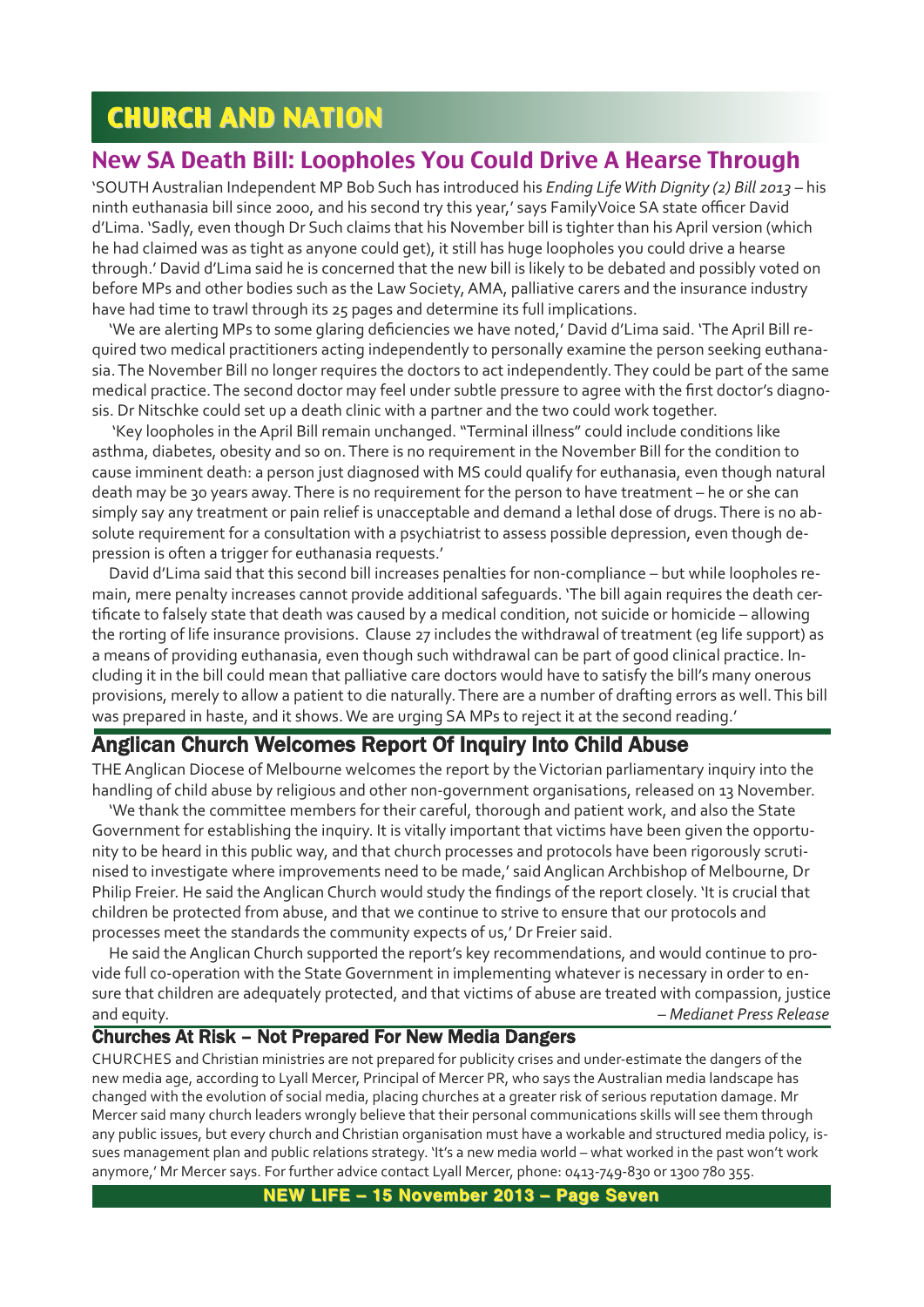# CHURCH AND NATION

## New SA Death Bill: Loopholes You Could Drive A Hearse Through

'SOUTH Australian Independent MP Bob Such has introduced his *Ending Life With Dignity (2) Bill 2013* – his ninth euthanasia bill since 2000, and his second try this year,' says FamilyVoice SA state officer David d'Lima. 'Sadly, even though Dr Such claims that his November bill is tighter than his April version (which he had claimed was as tight as anyone could get), it still has huge loopholes you could drive a hearse through.' David d'Lima said he is concerned that the new bill is likely to be debated and possibly voted on before MPs and other bodies such as the Law Society, AMA, palliative carers and the insurance industry have had time to trawl through its 25 pages and determine its full implications.

'We are alerting MPs to some glaring deficiencies we have noted,' David d'Lima said. 'The April Bill required two medical practitioners acting independently to personally examine the person seeking euthanasia. The November Bill no longer requires the doctors to act independently. They could be part of the same medical practice. The second doctor may feel under subtle pressure to agree with the first doctor's diagnosis. Dr Nitschke could set up a death clinic with a partner and the two could work together.

'Key loopholes in the April Bill remain unchanged. "Terminal illness" could include conditions like asthma, diabetes, obesity and so on. There is no requirement in the November Bill for the condition to cause imminent death: a person just diagnosed with MS could qualify for euthanasia, even though natural death may be 30 years away. There is no requirement for the person to have treatment – he or she can simply say any treatment or pain relief is unacceptable and demand a lethal dose of drugs. There is no absolute requirement for a consultation with a psychiatrist to assess possible depression, even though depression is often a trigger for euthanasia requests.'

David d'Lima said that this second bill increases penalties for non-compliance – but while loopholes remain, mere penalty increases cannot provide additional safeguards. 'The bill again requires the death certificate to falsely state that death was caused by a medical condition, not suicide or homicide – allowing the rorting of life insurance provisions. Clause 27 includes the withdrawal of treatment (eg life support) as a means of providing euthanasia, even though such withdrawal can be part of good clinical practice. Including it in the bill could mean that palliative care doctors would have to satisfy the bill's many onerous provisions, merely to allow a patient to die naturally. There are a number of drafting errors as well. This bill was prepared in haste, and it shows. We are urging SA MPs to reject it at the second reading.'

## Anglican Church Welcomes Report Of Inquiry Into Child Abuse

THE Anglican Diocese of Melbourne welcomes the report by the Victorian parliamentary inquiry into the handling of child abuse by religious and other non-government organisations, released on 13 November.

'We thank the committee members for their careful, thorough and patient work, and also the State Government for establishing the inquiry. It is vitally important that victims have been given the opportunity to be heard in this public way, and that church processes and protocols have been rigorously scrutinised to investigate where improvements need to be made,' said Anglican Archbishop of Melbourne, Dr Philip Freier. He said the Anglican Church would study the findings of the report closely. 'It is crucial that children be protected from abuse, and that we continue to strive to ensure that our protocols and processes meet the standards the community expects of us,' Dr Freier said.

He said the Anglican Church supported the report's key recommendations, and would continue to provide full co-operation with the State Government in implementing whatever is necessary in order to ensure that children are adequately protected, and that victims of abuse are treated with compassion, justice and equity. *– Medianet Press Release*

## Churches At Risk – Not Prepared For New Media Dangers

CHURCHES and Christian ministries are not prepared for publicity crises and under-estimate the dangers of the new media age, according to Lyall Mercer, Principal of Mercer PR, who says the Australian media landscape has changed with the evolution of social media, placing churches at a greater risk of serious reputation damage. Mr Mercer said many church leaders wrongly believe that their personal communications skills will see them through any public issues, but every church and Christian organisation must have a workable and structured media policy, issues management plan and public relations strategy. 'It's a new media world – what worked in the past won't work anymore,' Mr Mercer says. For further advice contact Lyall Mercer, phone: 0413-749-830 or 1300 780 355.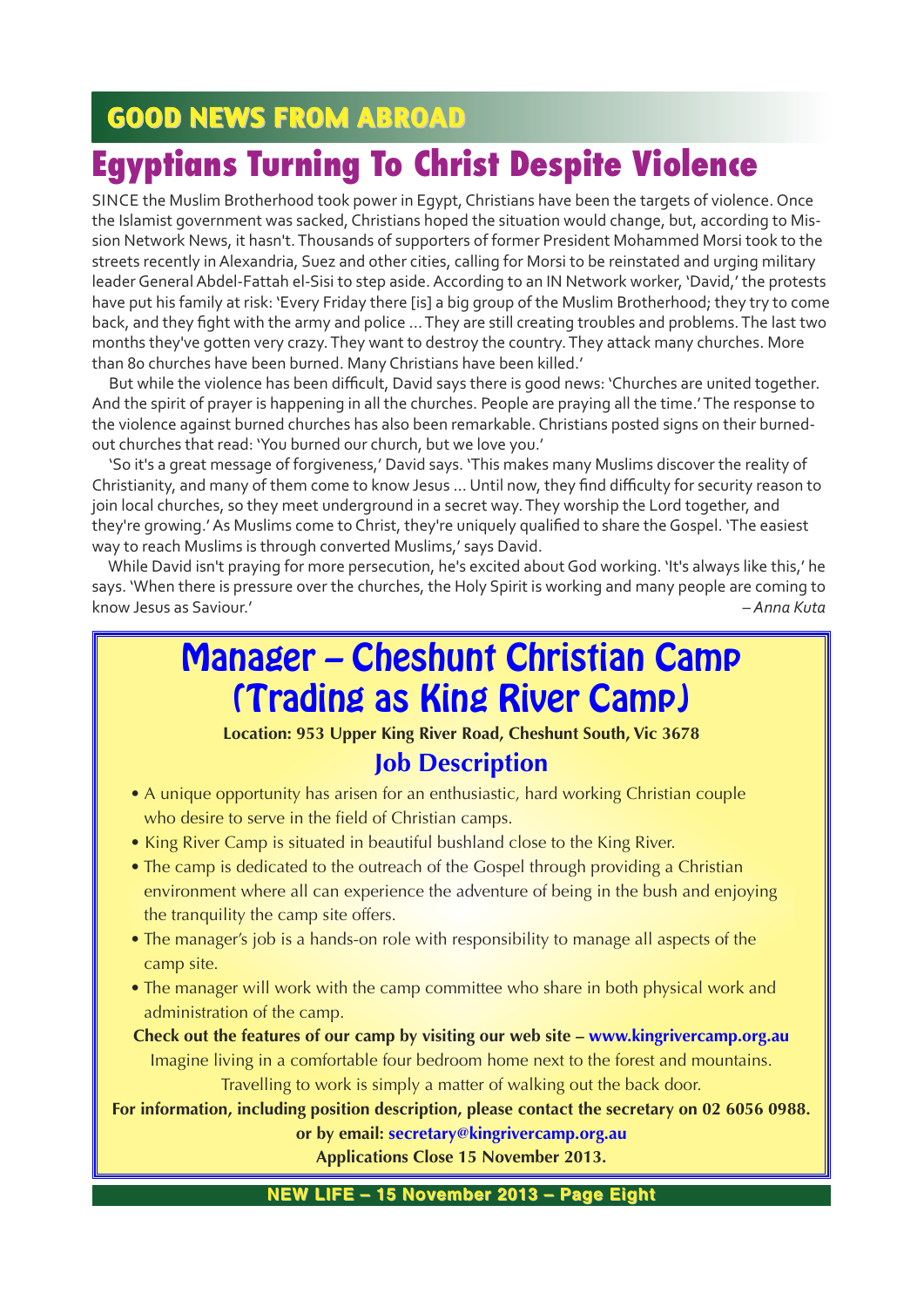## GOOD NEWS FROM ABROAD

# Egyptians Turning To Christ Despite Violence

SINCE the Muslim Brotherhood took power in Egypt, Christians have been the targets of violence. Once the Islamist government was sacked, Christians hoped the situation would change, but, according to Mission Network News, it hasn't. Thousands of supporters of former President Mohammed Morsi took to the streets recently in Alexandria, Suez and other cities, calling for Morsi to be reinstated and urging military leader General Abdel-Fattah el-Sisi to step aside. According to an IN Network worker, 'David,' the protests have put his family at risk: 'Every Friday there [is] a big group of the Muslim Brotherhood; they try to come back, and they fight with the army and police ... They are still creating troubles and problems. The last two months they've gotten very crazy. They want to destroy the country. They attack many churches. More than 80 churches have been burned. Many Christians have been killed.'

But while the violence has been difficult, David says there is good news: 'Churches are united together. And the spirit of prayer is happening in all the churches. People are praying all the time.' The response to the violence against burned churches has also been remarkable. Christians posted signs on their burned-out churches that read: 'You burned our church, but we love you.'

'So it's a great message of forgiveness,' David says. 'This makes many Muslims discover the reality of Christianity, and many of them come to know Jesus ... Until now, they find difficulty for security reason to join local churches, so they meet underground in a secret way. They worship the Lord together, and they're growing.' As Muslims come to Christ, they're uniquely qualified to share the Gospel. 'The easiest way to reach Muslims is through converted Muslims,' says David.

While David isn't praying for more persecution, he's excited about God working. 'It's always like this,' he says. 'When there is pressure over the churches, the Holy Spirit is working and many people are coming to know Jesus as Saviour.'

*– Anna Kuta*

# Manager – Cheshunt Christian Camp (Trading as King River Camp)

**Location: 953 Upper King River Road, Cheshunt South, Vic 3678**

## Job Description

- A unique opportunity has arisen for an enthusiastic, hard working Christian couple who desire to serve in the field of Christian camps.
- King River Camp is situated in beautiful bushland close to the King River.
- The camp is dedicated to the outreach of the Gospel through providing a Christian environment where all can experience the adventure of being in the bush and enjoying the tranquility the camp site offers.
- The manager's job is a hands-on role with responsibility to manage all aspects of the camp site.
- The manager will work with the camp committee who share in both physical work and administration of the camp.

**Check out the features of our camp by visiting our web site – www.kingrivercamp.org.au**

Imagine living in a comfortable four bedroom home next to the forest and mountains.

Travelling to work is simply a matter of walking out the back door.

**For information, including position description, please contact the secretary on 02 6056 0988.**

**or by email: secretary@kingrivercamp.org.au**

**Applications Close 15 November 2013.**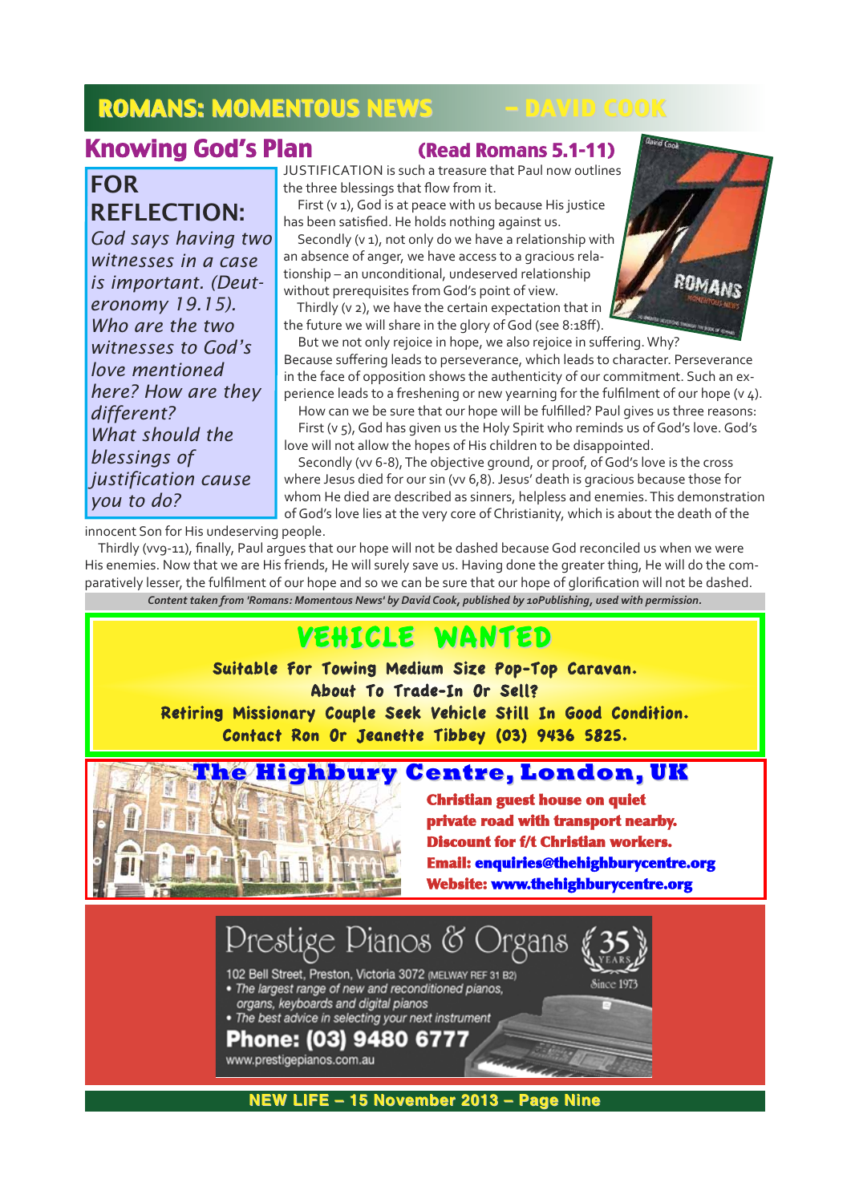## ROMANS: MOMENTOUS NEWS – DAVID COOK

### Knowing God's Plan

**(Read Romans 5.1-11)**

**FOR REFLECTION:**

*God says having two witnesses in a case is important. (Deuteronomy 19.15). Who are the two witnesses to God's love mentioned here? How are they different? What should the blessings of justification cause you to do?*

JUSTIFICATION is such a treasure that Paul now outlines the three blessings that flow from it.

First (v 1), God is at peace with us because His justice has been satisfied. He holds nothing against us.

Secondly (v 1), not only do we have a relationship with an absence of anger, we have access to a gracious relationship – an unconditional, undeserved relationship without prerequisites from God's point of view.

Thirdly (v 2), we have the certain expectation that in the future we will share in the glory of God (see 8:18ff).

But we not only rejoice in hope, we also rejoice in suffering. Why? Because suffering leads to perseverance, which leads to character. Perseverance in the face of opposition shows the authenticity of our commitment. Such an experience leads to a freshening or new yearning for the fulfilment of our hope (v 4).

How can we be sure that our hope will be fulfilled? Paul gives us three reasons:

First (v 5), God has given us the Holy Spirit who reminds us of God's love. God's love will not allow the hopes of His children to be disappointed.

Secondly (vv 6-8), The objective ground, or proof, of God's love is the cross where Jesus died for our sin (vv 6,8). Jesus' death is gracious because those for whom He died are described as sinners, helpless and enemies. This demonstration of God's love lies at the very core of Christianity, which is about the death of the innocent Son for His undeserving people.

Thirdly (vv9-11), finally, Paul argues that our hope will not be dashed because God reconciled us when we were His enemies. Now that we are His friends, He will surely save us. Having done the greater thing, He will do the comparatively lesser, the fulfilment of our hope and so we can be sure that our hope of glorification will not be dashed.

***Content taken from 'Romans: Momentous News' by David Cook, published by 10Publishing, used with permission.***

## VEHICLE WANTED

**Suitable For Towing Medium Size Pop-Top Caravan.**
**About To Trade-In Or Sell?**
**Retiring Missionary Couple Seek Vehicle Still In Good Condition.**
**Contact Ron Or Jeanette Tibbey (03) 9436 5825.**

## The Highbury Centre, London, UK

**Christian guest house on quiet private road with transport nearby.**
**Discount for f/t Christian workers.**
**Email: enquiries@thehighburycentre.org**
**Website: www.thehighburycentre.org**

## Prestige Pianos & Organs

35 YEARS Since 1973

102 Bell Street, Preston, Victoria 3072 (MELWAY REF 31 B2)

- *The largest range of new and reconditioned pianos, organs, keyboards and digital pianos*
- *The best advice in selecting your next instrument*

**Phone: (03) 9480 6777**

www.prestigepianos.com.au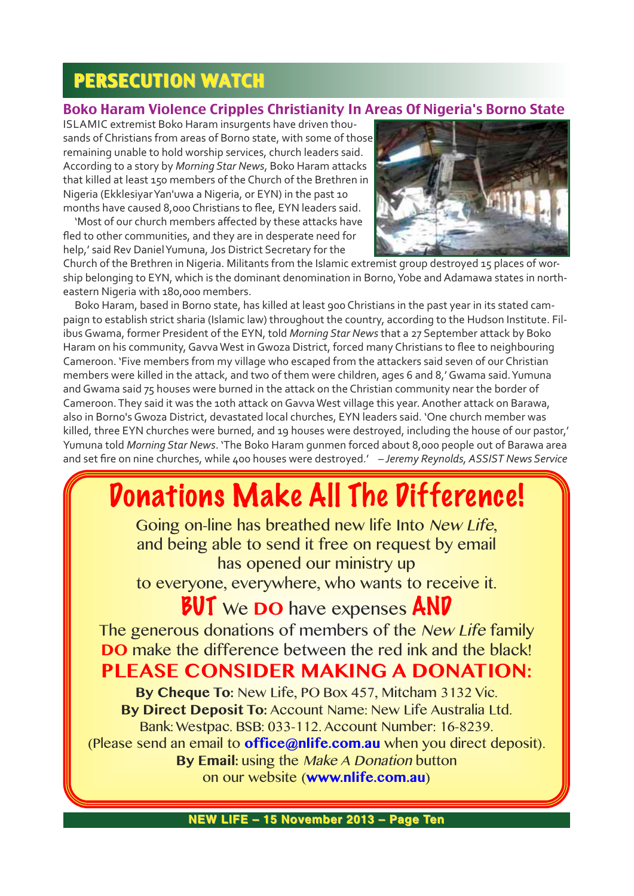## PERSECUTION WATCH

### Boko Haram Violence Cripples Christianity In Areas Of Nigeria's Borno State

ISLAMIC extremist Boko Haram insurgents have driven thousands of Christians from areas of Borno state, with some of those remaining unable to hold worship services, church leaders said. According to a story by *Morning Star News*, Boko Haram attacks that killed at least 150 members of the Church of the Brethren in Nigeria (Ekklesiyar Yan'uwa a Nigeria, or EYN) in the past 10 months have caused 8,000 Christians to flee, EYN leaders said.

'Most of our church members affected by these attacks have fled to other communities, and they are in desperate need for help,' said Rev Daniel Yumuna, Jos District Secretary for the Church of the Brethren in Nigeria. Militants from the Islamic extremist group destroyed 15 places of worship belonging to EYN, which is the dominant denomination in Borno, Yobe and Adamawa states in north-eastern Nigeria with 180,000 members.

Boko Haram, based in Borno state, has killed at least 900 Christians in the past year in its stated campaign to establish strict sharia (Islamic law) throughout the country, according to the Hudson Institute. Filibus Gwama, former President of the EYN, told *Morning Star News* that a 27 September attack by Boko Haram on his community, Gavva West in Gwoza District, forced many Christians to flee to neighbouring Cameroon. 'Five members from my village who escaped from the attackers said seven of our Christian members were killed in the attack, and two of them were children, ages 6 and 8,' Gwama said. Yumuna and Gwama said 75 houses were burned in the attack on the Christian community near the border of Cameroon. They said it was the 10th attack on Gavva West village this year. Another attack on Barawa, also in Borno's Gwoza District, devastated local churches, EYN leaders said. 'One church member was killed, three EYN churches were burned, and 19 houses were destroyed, including the house of our pastor,' Yumuna told *Morning Star News*. 'The Boko Haram gunmen forced about 8,000 people out of Barawa area and set fire on nine churches, while 400 houses were destroyed.' *– Jeremy Reynolds, ASSIST News Service*

## Donations Make All The Difference!

Going on-line has breathed new life Into *New Life*, and being able to send it free on request by email has opened our ministry up to everyone, everywhere, who wants to receive it.

**BUT** We **DO** have expenses **AND**

The generous donations of members of the *New Life* family **DO** make the difference between the red ink and the black!

**PLEASE CONSIDER MAKING A DONATION:**

**By Cheque To:** New Life, PO Box 457, Mitcham 3132 Vic.

**By Direct Deposit To:** Account Name: New Life Australia Ltd. Bank: Westpac. BSB: 033-112. Account Number: 16-8239.

(Please send an email to **office@nlife.com.au** when you direct deposit).

**By Email:** using the *Make A Donation* button on our website (**www.nlife.com.au**)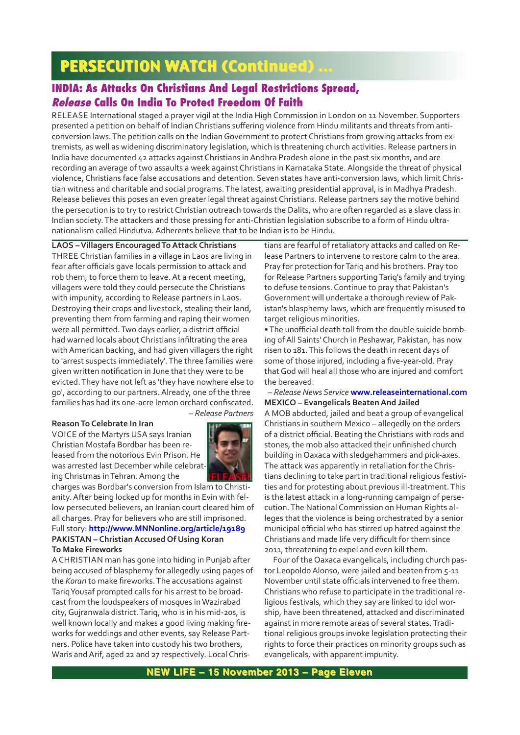# PERSECUTION WATCH (Continued) ...

## INDIA: As Attacks On Christians And Legal Restrictions Spread, *Release* Calls On India To Protect Freedom Of Faith

RELEASE International staged a prayer vigil at the India High Commission in London on 11 November. Supporters presented a petition on behalf of Indian Christians suffering violence from Hindu militants and threats from anti-conversion laws. The petition calls on the Indian Government to protect Christians from growing attacks from extremists, as well as widening discriminatory legislation, which is threatening church activities. Release partners in India have documented 42 attacks against Christians in Andhra Pradesh alone in the past six months, and are recording an average of two assaults a week against Christians in Karnataka State. Alongside the threat of physical violence, Christians face false accusations and detention. Seven states have anti-conversion laws, which limit Christian witness and charitable and social programs. The latest, awaiting presidential approval, is in Madhya Pradesh. Release believes this poses an even greater legal threat against Christians. Release partners say the motive behind the persecution is to try to restrict Christian outreach towards the Dalits, who are often regarded as a slave class in Indian society. The attackers and those pressing for anti-Christian legislation subscribe to a form of Hindu ultra-nationalism called Hindutva. Adherents believe that to be Indian is to be Hindu.

**LAOS – Villagers Encouraged To Attack Christians**

THREE Christian families in a village in Laos are living in fear after officials gave locals permission to attack and rob them, to force them to leave. At a recent meeting, villagers were told they could persecute the Christians with impunity, according to Release partners in Laos. Destroying their crops and livestock, stealing their land, preventing them from farming and raping their women were all permitted. Two days earlier, a district official had warned locals about Christians infiltrating the area with American backing, and had given villagers the right to 'arrest suspects immediately'. The three families were given written notification in June that they were to be evicted. They have not left as 'they have nowhere else to go', according to our partners. Already, one of the three families has had its one-acre lemon orchard confiscated.

*– Release Partners*

**Reason To Celebrate In Iran**

VOICE of the Martyrs USA says Iranian Christian Mostafa Bordbar has been released from the notorious Evin Prison. He was arrested last December while celebrating Christmas in Tehran. Among the charges was Bordbar's conversion from Islam to Christianity. After being locked up for months in Evin with fellow persecuted believers, an Iranian court cleared him of all charges. Pray for believers who are still imprisoned. Full story: **http://www.MNNonline.org/article/19189**

**PAKISTAN – Christian Accused Of Using Koran To Make Fireworks**

A CHRISTIAN man has gone into hiding in Punjab after being accused of blasphemy for allegedly using pages of the *Koran* to make fireworks. The accusations against Tariq Yousaf prompted calls for his arrest to be broadcast from the loudspeakers of mosques in Wazirabad city, Gujranwala district. Tariq, who is in his mid-20s, is well known locally and makes a good living making fireworks for weddings and other events, say Release Partners. Police have taken into custody his two brothers, Waris and Arif, aged 22 and 27 respectively. Local Christians are fearful of retaliatory attacks and called on Release Partners to intervene to restore calm to the area. Pray for protection for Tariq and his brothers. Pray too for Release Partners supporting Tariq's family and trying to defuse tensions. Continue to pray that Pakistan's Government will undertake a thorough review of Pakistan's blasphemy laws, which are frequently misused to target religious minorities.

• The unofficial death toll from the double suicide bombing of All Saints' Church in Peshawar, Pakistan, has now risen to 181. This follows the death in recent days of some of those injured, including a five-year-old. Pray that God will heal all those who are injured and comfort the bereaved.

*– Release News Service* **www.releaseinternational.com**

**MEXICO – Evangelicals Beaten And Jailed**

A MOB abducted, jailed and beat a group of evangelical Christians in southern Mexico – allegedly on the orders of a district official. Beating the Christians with rods and stones, the mob also attacked their unfinished church building in Oaxaca with sledgehammers and pick-axes. The attack was apparently in retaliation for the Christians declining to take part in traditional religious festivities and for protesting about previous ill-treatment. This is the latest attack in a long-running campaign of persecution. The National Commission on Human Rights alleges that the violence is being orchestrated by a senior municipal official who has stirred up hatred against the Christians and made life very difficult for them since 2011, threatening to expel and even kill them.

Four of the Oaxaca evangelicals, including church pastor Leopoldo Alonso, were jailed and beaten from 5-11 November until state officials intervened to free them. Christians who refuse to participate in the traditional religious festivals, which they say are linked to idol worship, have been threatened, attacked and discriminated against in more remote areas of several states. Traditional religious groups invoke legislation protecting their rights to force their practices on minority groups such as evangelicals, with apparent impunity.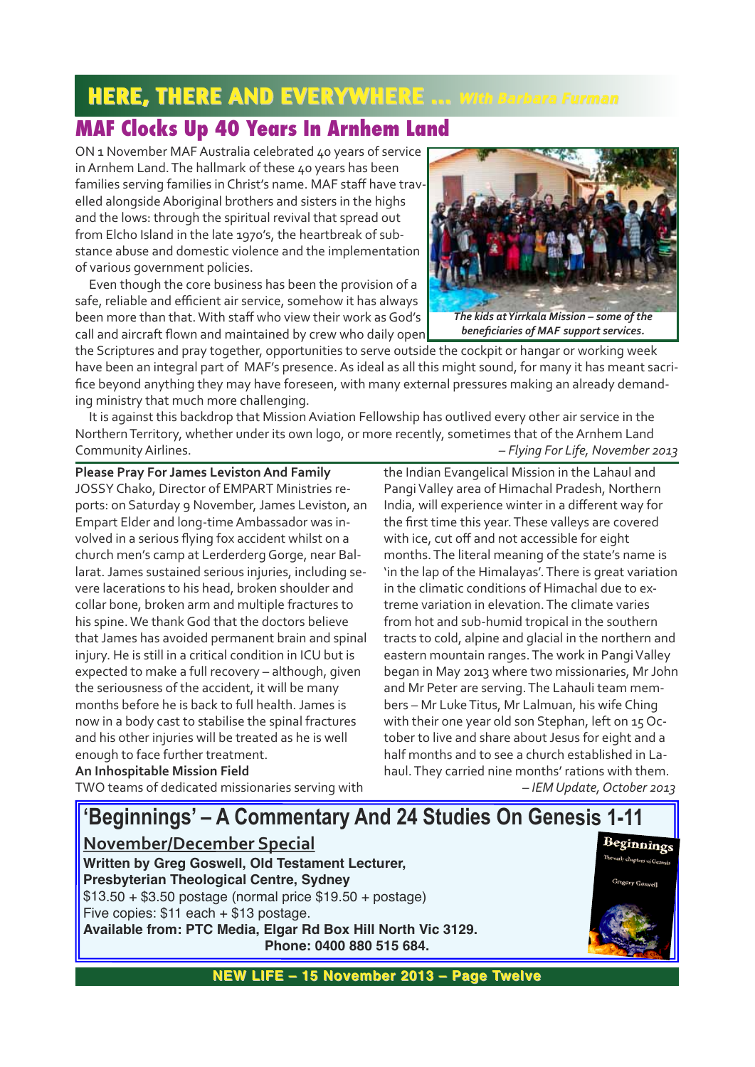## HERE, THERE AND EVERYWHERE ... *With Barbara Furman*

## MAF Clocks Up 40 Years In Arnhem Land

ON 1 November MAF Australia celebrated 40 years of service in Arnhem Land. The hallmark of these 40 years has been families serving families in Christ's name. MAF staff have travelled alongside Aboriginal brothers and sisters in the highs and the lows: through the spiritual revival that spread out from Elcho Island in the late 1970's, the heartbreak of substance abuse and domestic violence and the implementation of various government policies.

Even though the core business has been the provision of a safe, reliable and efficient air service, somehow it has always been more than that. With staff who view their work as God's call and aircraft flown and maintained by crew who daily open the Scriptures and pray together, opportunities to serve outside the cockpit or hangar or working week have been an integral part of MAF's presence. As ideal as all this might sound, for many it has meant sacrifice beyond anything they may have foreseen, with many external pressures making an already demanding ministry that much more challenging.

*The kids at Yirrkala Mission – some of the beneficiaries of MAF support services.*

It is against this backdrop that Mission Aviation Fellowship has outlived every other air service in the Northern Territory, whether under its own logo, or more recently, sometimes that of the Arnhem Land Community Airlines.

*– Flying For Life, November 2013*

### Please Pray For James Leviston And Family

JOSSY Chako, Director of EMPART Ministries reports: on Saturday 9 November, James Leviston, an Empart Elder and long-time Ambassador was involved in a serious flying fox accident whilst on a church men's camp at Lerderderg Gorge, near Ballarat. James sustained serious injuries, including severe lacerations to his head, broken shoulder and collar bone, broken arm and multiple fractures to his spine. We thank God that the doctors believe that James has avoided permanent brain and spinal injury. He is still in a critical condition in ICU but is expected to make a full recovery – although, given the seriousness of the accident, it will be many months before he is back to full health. James is now in a body cast to stabilise the spinal fractures and his other injuries will be treated as he is well enough to face further treatment.

### An Inhospitable Mission Field

TWO teams of dedicated missionaries serving with the Indian Evangelical Mission in the Lahaul and Pangi Valley area of Himachal Pradesh, Northern India, will experience winter in a different way for the first time this year. These valleys are covered with ice, cut off and not accessible for eight months. The literal meaning of the state's name is 'in the lap of the Himalayas'. There is great variation in the climatic conditions of Himachal due to extreme variation in elevation. The climate varies from hot and sub-humid tropical in the southern tracts to cold, alpine and glacial in the northern and eastern mountain ranges. The work in Pangi Valley began in May 2013 where two missionaries, Mr John and Mr Peter are serving. The Lahauli team members – Mr Luke Titus, Mr Lalmuan, his wife Ching with their one year old son Stephan, left on 15 October to live and share about Jesus for eight and a half months and to see a church established in Lahaul. They carried nine months' rations with them.

*– IEM Update, October 2013*

## 'Beginnings' – A Commentary And 24 Studies On Genesis 1-11

**November/December Special**

**Written by Greg Goswell, Old Testament Lecturer,**
**Presbyterian Theological Centre, Sydney**

$13.50 + $3.50 postage (normal price $19.50 + postage)
Five copies: $11 each + $13 postage.

**Available from: PTC Media, Elgar Rd Box Hill North Vic 3129.**
**Phone: 0400 880 515 684.**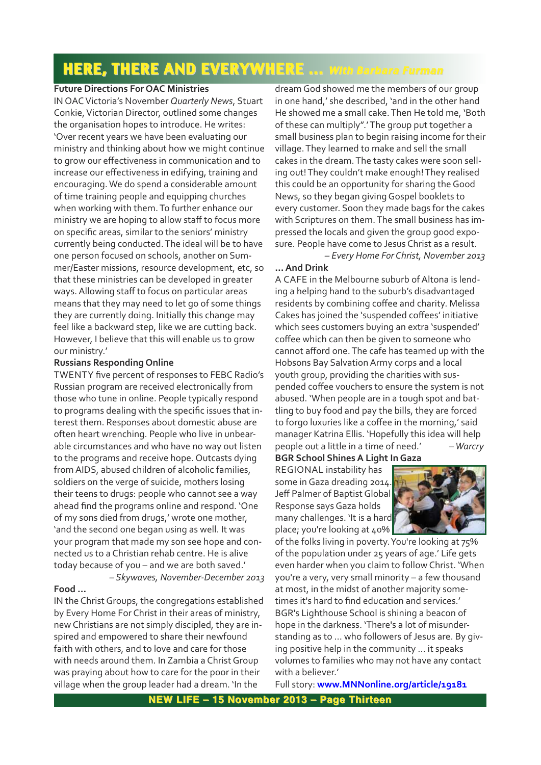# HERE, THERE AND EVERYWHERE … *With Barbara Furman*

**Future Directions For OAC Ministries**

IN OAC Victoria's November *Quarterly News*, Stuart Conkie, Victorian Director, outlined some changes the organisation hopes to introduce. He writes: 'Over recent years we have been evaluating our ministry and thinking about how we might continue to grow our effectiveness in communication and to increase our effectiveness in edifying, training and encouraging. We do spend a considerable amount of time training people and equipping churches when working with them. To further enhance our ministry we are hoping to allow staff to focus more on specific areas, similar to the seniors' ministry currently being conducted. The ideal will be to have one person focused on schools, another on Summer/Easter missions, resource development, etc, so that these ministries can be developed in greater ways. Allowing staff to focus on particular areas means that they may need to let go of some things they are currently doing. Initially this change may feel like a backward step, like we are cutting back. However, I believe that this will enable us to grow our ministry.'

**Russians Responding Online**

TWENTY five percent of responses to FEBC Radio's Russian program are received electronically from those who tune in online. People typically respond to programs dealing with the specific issues that interest them. Responses about domestic abuse are often heart wrenching. People who live in unbearable circumstances and who have no way out listen to the programs and receive hope. Outcasts dying from AIDS, abused children of alcoholic families, soldiers on the verge of suicide, mothers losing their teens to drugs: people who cannot see a way ahead find the programs online and respond. 'One of my sons died from drugs,' wrote one mother, 'and the second one began using as well. It was your program that made my son see hope and connected us to a Christian rehab centre. He is alive today because of you – and we are both saved.'

*– Skywaves, November-December 2013*

**Food …**

IN the Christ Groups, the congregations established by Every Home For Christ in their areas of ministry, new Christians are not simply discipled, they are inspired and empowered to share their newfound faith with others, and to love and care for those with needs around them. In Zambia a Christ Group was praying about how to care for the poor in their village when the group leader had a dream. 'In the dream God showed me the members of our group in one hand,' she described, 'and in the other hand He showed me a small cake. Then He told me, 'Both of these can multiply".' The group put together a small business plan to begin raising income for their village. They learned to make and sell the small cakes in the dream. The tasty cakes were soon selling out! They couldn't make enough! They realised this could be an opportunity for sharing the Good News, so they began giving Gospel booklets to every customer. Soon they made bags for the cakes with Scriptures on them. The small business has impressed the locals and given the group good exposure. People have come to Jesus Christ as a result.

*– Every Home For Christ, November 2013*

**… And Drink**

A CAFE in the Melbourne suburb of Altona is lending a helping hand to the suburb's disadvantaged residents by combining coffee and charity. Melissa Cakes has joined the 'suspended coffees' initiative which sees customers buying an extra 'suspended' coffee which can then be given to someone who cannot afford one. The cafe has teamed up with the Hobsons Bay Salvation Army corps and a local youth group, providing the charities with suspended coffee vouchers to ensure the system is not abused. 'When people are in a tough spot and battling to buy food and pay the bills, they are forced to forgo luxuries like a coffee in the morning,' said manager Katrina Ellis. 'Hopefully this idea will help people out a little in a time of need.' *– Warcry*

**BGR School Shines A Light In Gaza**

REGIONAL instability has some in Gaza dreading 2014. Jeff Palmer of Baptist Global Response says Gaza holds many challenges. 'It is a hard place; you're looking at 40% of the folks living in poverty. You're looking at 75% of the population under 25 years of age.' Life gets even harder when you claim to follow Christ. 'When you're a very, very small minority – a few thousand at most, in the midst of another majority sometimes it's hard to find education and services.' BGR's Lighthouse School is shining a beacon of hope in the darkness. 'There's a lot of misunderstanding as to … who followers of Jesus are. By giving positive help in the community … it speaks volumes to families who may not have any contact with a believer.'

Full story: **www.MNNonline.org/article/19181**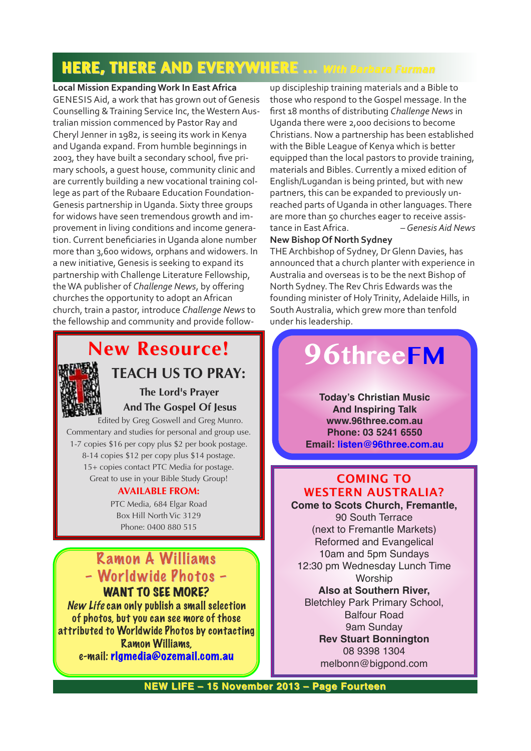## HERE, THERE AND EVERYWHERE ... *With Barbara Furman*

**Local Mission Expanding Work In East Africa**

GENESIS Aid, a work that has grown out of Genesis Counselling & Training Service Inc, the Western Australian mission commenced by Pastor Ray and Cheryl Jenner in 1982, is seeing its work in Kenya and Uganda expand. From humble beginnings in 2003, they have built a secondary school, five primary schools, a guest house, community clinic and are currently building a new vocational training college as part of the Rubaare Education Foundation-Genesis partnership in Uganda. Sixty three groups for widows have seen tremendous growth and improvement in living conditions and income generation. Current beneficiaries in Uganda alone number more than 3,600 widows, orphans and widowers. In a new initiative, Genesis is seeking to expand its partnership with Challenge Literature Fellowship, the WA publisher of *Challenge News*, by offering churches the opportunity to adopt an African church, train a pastor, introduce *Challenge News* to the fellowship and community and provide follow-up discipleship training materials and a Bible to those who respond to the Gospel message. In the first 18 months of distributing *Challenge News* in Uganda there were 2,000 decisions to become Christians. Now a partnership has been established with the Bible League of Kenya which is better equipped than the local pastors to provide training, materials and Bibles. Currently a mixed edition of English/Lugandan is being printed, but with new partners, this can be expanded to previously unreached parts of Uganda in other languages. There are more than 50 churches eager to receive assistance in East Africa. – *Genesis Aid News*

**New Bishop Of North Sydney**

THE Archbishop of Sydney, Dr Glenn Davies, has announced that a church planter with experience in Australia and overseas is to be the next Bishop of North Sydney. The Rev Chris Edwards was the founding minister of Holy Trinity, Adelaide Hills, in South Australia, which grew more than tenfold under his leadership.

---

**New Resource!**

**TEACH US TO PRAY:**

**The Lord's Prayer And The Gospel Of Jesus**

Edited by Greg Goswell and Greg Munro.
Commentary and studies for personal and group use.
1-7 copies $16 per copy plus $2 per book postage.
8-14 copies $12 per copy plus $14 postage.
15+ copies contact PTC Media for postage.
Great to use in your Bible Study Group!

**AVAILABLE FROM:**

PTC Media, 684 Elgar Road
Box Hill North Vic 3129
Phone: 0400 880 515

---

**96threeFM**

**Today's Christian Music**
**And Inspiring Talk**
**www.96three.com.au**
**Phone: 03 5241 6550**
**Email: listen@96three.com.au**

---

**Ramon A Williams – Worldwide Photos –**

**WANT TO SEE MORE?**

*New Life* can only publish a small selection of photos, but you can see more of those attributed to Worldwide Photos by contacting Ramon Williams,
e-mail: rlgmedia@ozemail.com.au

---

**COMING TO WESTERN AUSTRALIA?**

**Come to Scots Church, Fremantle,**
90 South Terrace
(next to Fremantle Markets)
Reformed and Evangelical
10am and 5pm Sundays
12:30 pm Wednesday Lunch Time Worship
**Also at Southern River,**
Bletchley Park Primary School,
Balfour Road
9am Sunday
**Rev Stuart Bonnington**
08 9398 1304
melbonn@bigpond.com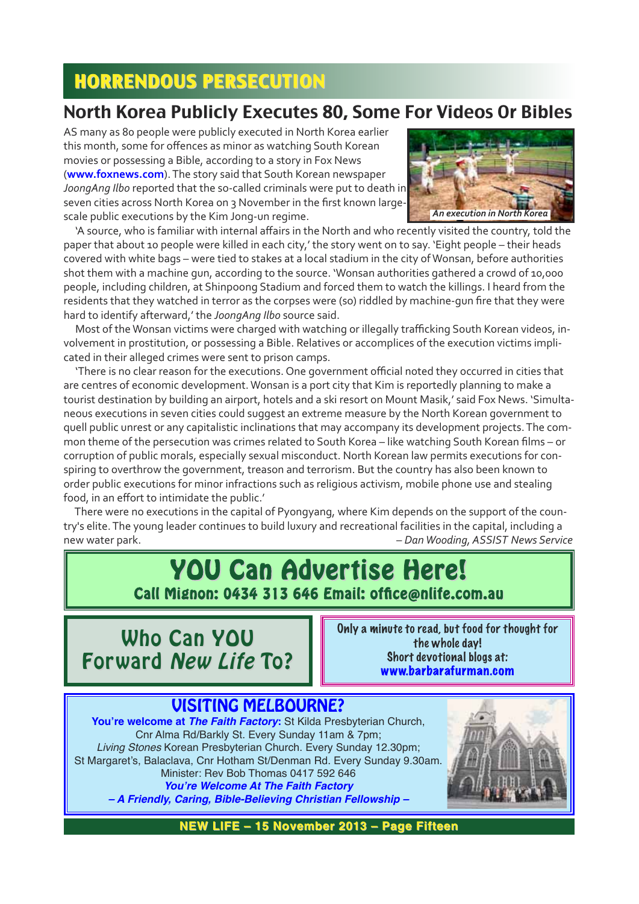## HORRENDOUS PERSECUTION

# North Korea Publicly Executes 80, Some For Videos Or Bibles

AS many as 80 people were publicly executed in North Korea earlier this month, some for offences as minor as watching South Korean movies or possessing a Bible, according to a story in Fox News (**www.foxnews.com**). The story said that South Korean newspaper *JoongAng Ilbo* reported that the so-called criminals were put to death in seven cities across North Korea on 3 November in the first known large-scale public executions by the Kim Jong-un regime.

*An execution in North Korea*

'A source, who is familiar with internal affairs in the North and who recently visited the country, told the paper that about 10 people were killed in each city,' the story went on to say. 'Eight people – their heads covered with white bags – were tied to stakes at a local stadium in the city of Wonsan, before authorities shot them with a machine gun, according to the source. 'Wonsan authorities gathered a crowd of 10,000 people, including children, at Shinpoong Stadium and forced them to watch the killings. I heard from the residents that they watched in terror as the corpses were (so) riddled by machine-gun fire that they were hard to identify afterward,' the *JoongAng Ilbo* source said.

Most of the Wonsan victims were charged with watching or illegally trafficking South Korean videos, involvement in prostitution, or possessing a Bible. Relatives or accomplices of the execution victims implicated in their alleged crimes were sent to prison camps.

'There is no clear reason for the executions. One government official noted they occurred in cities that are centres of economic development. Wonsan is a port city that Kim is reportedly planning to make a tourist destination by building an airport, hotels and a ski resort on Mount Masik,' said Fox News. 'Simultaneous executions in seven cities could suggest an extreme measure by the North Korean government to quell public unrest or any capitalistic inclinations that may accompany its development projects. The common theme of the persecution was crimes related to South Korea – like watching South Korean films – or corruption of public morals, especially sexual misconduct. North Korean law permits executions for conspiring to overthrow the government, treason and terrorism. But the country has also been known to order public executions for minor infractions such as religious activism, mobile phone use and stealing food, in an effort to intimidate the public.'

There were no executions in the capital of Pyongyang, where Kim depends on the support of the country's elite. The young leader continues to build luxury and recreational facilities in the capital, including a new water park.

*– Dan Wooding, ASSIST News Service*

---

## YOU Can Advertise Here!

**Call Mignon: 0434 313 646 Email: office@nlife.com.au**

---

## Who Can YOU Forward *New Life* To?

---

Only a minute to read, but food for thought for the whole day!
Short devotional blogs at:
**www.barbarafurman.com**

---

## VISITING MELBOURNE?

**You're welcome at *The Faith Factory*:** St Kilda Presbyterian Church, Cnr Alma Rd/Barkly St. Every Sunday 11am & 7pm;
*Living Stones* Korean Presbyterian Church. Every Sunday 12.30pm;
St Margaret's, Balaclava, Cnr Hotham St/Denman Rd. Every Sunday 9.30am.
Minister: Rev Bob Thomas 0417 592 646
***You're Welcome At The Faith Factory***
***– A Friendly, Caring, Bible-Believing Christian Fellowship –***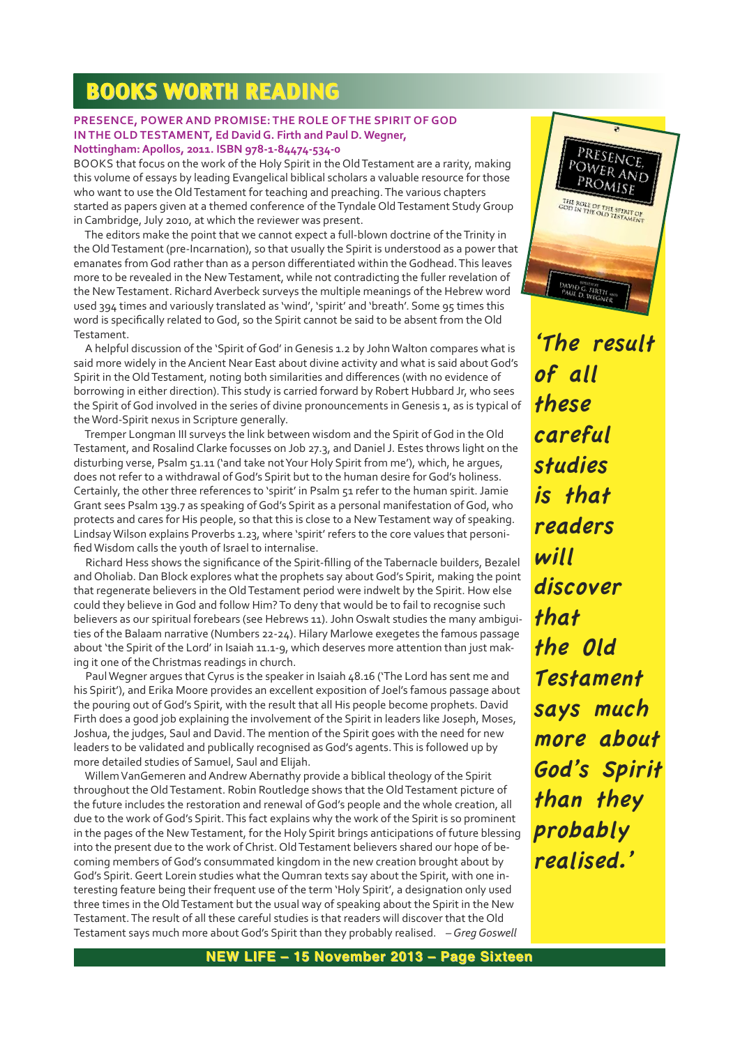# BOOKS WORTH READING

**PRESENCE, POWER AND PROMISE: THE ROLE OF THE SPIRIT OF GOD IN THE OLD TESTAMENT, Ed David G. Firth and Paul D. Wegner, Nottingham: Apollos, 2011. ISBN 978-1-84474-534-0**

BOOKS that focus on the work of the Holy Spirit in the Old Testament are a rarity, making this volume of essays by leading Evangelical biblical scholars a valuable resource for those who want to use the Old Testament for teaching and preaching. The various chapters started as papers given at a themed conference of the Tyndale Old Testament Study Group in Cambridge, July 2010, at which the reviewer was present.

The editors make the point that we cannot expect a full-blown doctrine of the Trinity in the Old Testament (pre-Incarnation), so that usually the Spirit is understood as a power that emanates from God rather than as a person differentiated within the Godhead. This leaves more to be revealed in the New Testament, while not contradicting the fuller revelation of the New Testament. Richard Averbeck surveys the multiple meanings of the Hebrew word used 394 times and variously translated as 'wind', 'spirit' and 'breath'. Some 95 times this word is specifically related to God, so the Spirit cannot be said to be absent from the Old Testament.

A helpful discussion of the 'Spirit of God' in Genesis 1.2 by John Walton compares what is said more widely in the Ancient Near East about divine activity and what is said about God's Spirit in the Old Testament, noting both similarities and differences (with no evidence of borrowing in either direction). This study is carried forward by Robert Hubbard Jr, who sees the Spirit of God involved in the series of divine pronouncements in Genesis 1, as is typical of the Word-Spirit nexus in Scripture generally.

Tremper Longman III surveys the link between wisdom and the Spirit of God in the Old Testament, and Rosalind Clarke focusses on Job 27.3, and Daniel J. Estes throws light on the disturbing verse, Psalm 51.11 ('and take not Your Holy Spirit from me'), which, he argues, does not refer to a withdrawal of God's Spirit but to the human desire for God's holiness. Certainly, the other three references to 'spirit' in Psalm 51 refer to the human spirit. Jamie Grant sees Psalm 139.7 as speaking of God's Spirit as a personal manifestation of God, who protects and cares for His people, so that this is close to a New Testament way of speaking. Lindsay Wilson explains Proverbs 1.23, where 'spirit' refers to the core values that personified Wisdom calls the youth of Israel to internalise.

Richard Hess shows the significance of the Spirit-filling of the Tabernacle builders, Bezalel and Oholiab. Dan Block explores what the prophets say about God's Spirit, making the point that regenerate believers in the Old Testament period were indwelt by the Spirit. How else could they believe in God and follow Him? To deny that would be to fail to recognise such believers as our spiritual forebears (see Hebrews 11). John Oswalt studies the many ambiguities of the Balaam narrative (Numbers 22-24). Hilary Marlowe exegetes the famous passage about 'the Spirit of the Lord' in Isaiah 11.1-9, which deserves more attention than just making it one of the Christmas readings in church.

Paul Wegner argues that Cyrus is the speaker in Isaiah 48.16 ('The Lord has sent me and his Spirit'), and Erika Moore provides an excellent exposition of Joel's famous passage about the pouring out of God's Spirit, with the result that all His people become prophets. David Firth does a good job explaining the involvement of the Spirit in leaders like Joseph, Moses, Joshua, the judges, Saul and David. The mention of the Spirit goes with the need for new leaders to be validated and publically recognised as God's agents. This is followed up by more detailed studies of Samuel, Saul and Elijah.

Willem VanGemeren and Andrew Abernathy provide a biblical theology of the Spirit throughout the Old Testament. Robin Routledge shows that the Old Testament picture of the future includes the restoration and renewal of God's people and the whole creation, all due to the work of God's Spirit. This fact explains why the work of the Spirit is so prominent in the pages of the New Testament, for the Holy Spirit brings anticipations of future blessing into the present due to the work of Christ. Old Testament believers shared our hope of becoming members of God's consummated kingdom in the new creation brought about by God's Spirit. Geert Lorein studies what the Qumran texts say about the Spirit, with one interesting feature being their frequent use of the term 'Holy Spirit', a designation only used three times in the Old Testament but the usual way of speaking about the Spirit in the New Testament. The result of all these careful studies is that readers will discover that the Old Testament says much more about God's Spirit than they probably realised. *– Greg Goswell*

> ***'The result of all these careful studies is that readers will discover that the Old Testament says much more about God's Spirit than they probably realised.'***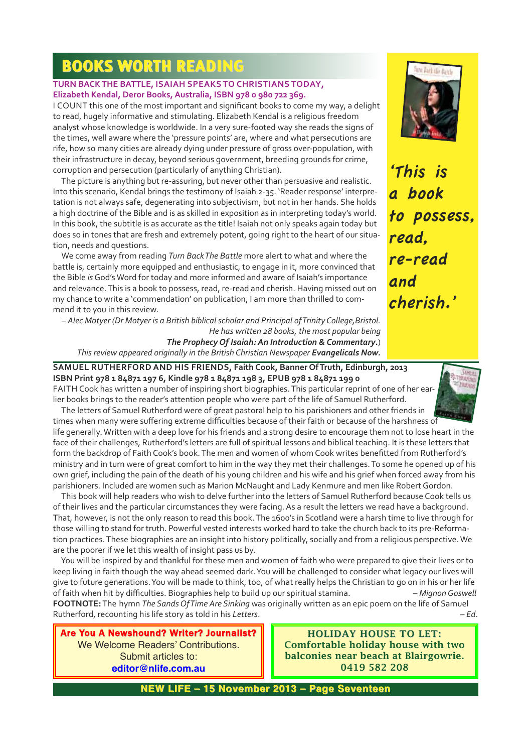# BOOKS WORTH READING

**TURN BACK THE BATTLE, ISAIAH SPEAKS TO CHRISTIANS TODAY, Elizabeth Kendal, Deror Books, Australia, ISBN 978 0 980 722 369.**

I COUNT this one of the most important and significant books to come my way, a delight to read, hugely informative and stimulating. Elizabeth Kendal is a religious freedom analyst whose knowledge is worldwide. In a very sure-footed way she reads the signs of the times, well aware where the 'pressure points' are, where and what persecutions are rife, how so many cities are already dying under pressure of gross over-population, with their infrastructure in decay, beyond serious government, breeding grounds for crime, corruption and persecution (particularly of anything Christian).

The picture is anything but re-assuring, but never other than persuasive and realistic. Into this scenario, Kendal brings the testimony of Isaiah 2-35. 'Reader response' interpretation is not always safe, degenerating into subjectivism, but not in her hands. She holds a high doctrine of the Bible and is as skilled in exposition as in interpreting today's world. In this book, the subtitle is as accurate as the title! Isaiah not only speaks again today but does so in tones that are fresh and extremely potent, going right to the heart of our situation, needs and questions.

We come away from reading *Turn Back The Battle* more alert to what and where the battle is, certainly more equipped and enthusiastic, to engage in it, more convinced that the Bible *is* God's Word for today and more informed and aware of Isaiah's importance and relevance. This is a book to possess, read, re-read and cherish. Having missed out on my chance to write a 'commendation' on publication, I am more than thrilled to commend it to you in this review.

*– Alec Motyer (Dr Motyer is a British biblical scholar and Principal of Trinity College, Bristol. He has written 28 books, the most popular being **The Prophecy Of Isaiah: An Introduction & Commentary**.)*

*This review appeared originally in the British Christian Newspaper **Evangelicals Now.***

***'This is a book to possess, read, re-read and cherish.'***

**SAMUEL RUTHERFORD AND HIS FRIENDS, Faith Cook, Banner Of Truth, Edinburgh, 2013**
**ISBN Print 978 1 84871 197 6, Kindle 978 1 84871 198 3, EPUB 978 1 84871 199 0**

FAITH Cook has written a number of inspiring short biographies. This particular reprint of one of her earlier books brings to the reader's attention people who were part of the life of Samuel Rutherford.

The letters of Samuel Rutherford were of great pastoral help to his parishioners and other friends in times when many were suffering extreme difficulties because of their faith or because of the harshness of life generally. Written with a deep love for his friends and a strong desire to encourage them not to lose heart in the face of their challenges, Rutherford's letters are full of spiritual lessons and biblical teaching. It is these letters that form the backdrop of Faith Cook's book. The men and women of whom Cook writes benefitted from Rutherford's ministry and in turn were of great comfort to him in the way they met their challenges. To some he opened up of his own grief, including the pain of the death of his young children and his wife and his grief when forced away from his parishioners. Included are women such as Marion McNaught and Lady Kenmure and men like Robert Gordon.

This book will help readers who wish to delve further into the letters of Samuel Rutherford because Cook tells us of their lives and the particular circumstances they were facing. As a result the letters we read have a background. That, however, is not the only reason to read this book. The 1600's in Scotland were a harsh time to live through for those willing to stand for truth. Powerful vested interests worked hard to take the church back to its pre-Reformation practices. These biographies are an insight into history politically, socially and from a religious perspective. We are the poorer if we let this wealth of insight pass us by.

You will be inspired by and thankful for these men and women of faith who were prepared to give their lives or to keep living in faith though the way ahead seemed dark. You will be challenged to consider what legacy our lives will give to future generations. You will be made to think, too, of what really helps the Christian to go on in his or her life of faith when hit by difficulties. Biographies help to build up our spiritual stamina. *– Mignon Goswell*

**FOOTNOTE:** The hymn *The Sands Of Time Are Sinking* was originally written as an epic poem on the life of Samuel Rutherford, recounting his life story as told in his *Letters*. *– Ed.*

**Are You A Newshound? Writer? Journalist?**
We Welcome Readers' Contributions.
Submit articles to:
**editor@nlife.com.au**

**HOLIDAY HOUSE TO LET:**
**Comfortable holiday house with two balconies near beach at Blairgowrie.**
**0419 582 208**